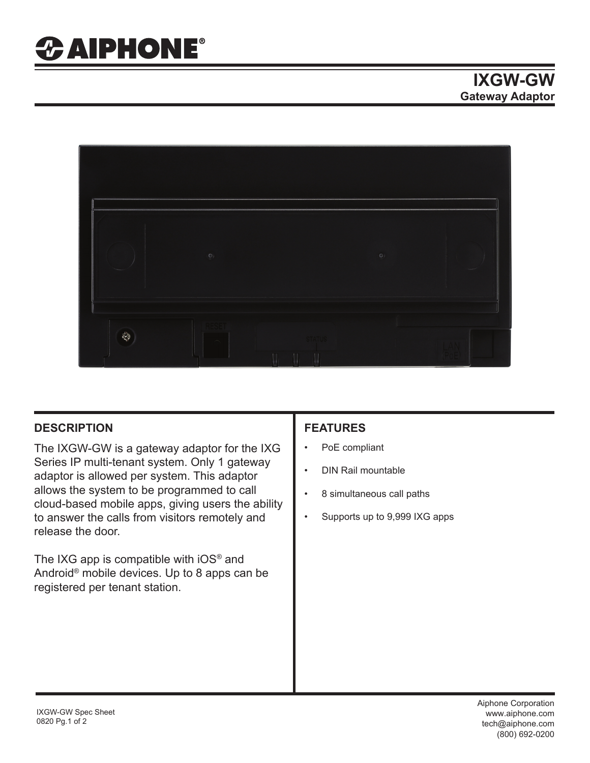# IXGW-GW

## Gateway Adaptor

## DESCRIPTION

The IXGW-GW is a gateway adaptor for the IXG Series IP multi-tenant system. Only 1 gateway adaptor is allowed per system. This adaptor allows the system to be programmed to call cloud-based mobile apps, giving users the ability to answer the calls from visitors remotely and release the door.

The IXG app is compatible with iOS® and Android® mobile devices. Up to 8 apps can be registered per tenant station.

## FEATURES

- PoE compliant
- DIN Rail mountable
- 8 simultaneous call paths
- Supports up to 9,999 IXG apps

IXGW-GW Spec Sheet
0820

Aiphone Corporation
www.aiphone.com
tech@aiphone.com
(800) 692-0200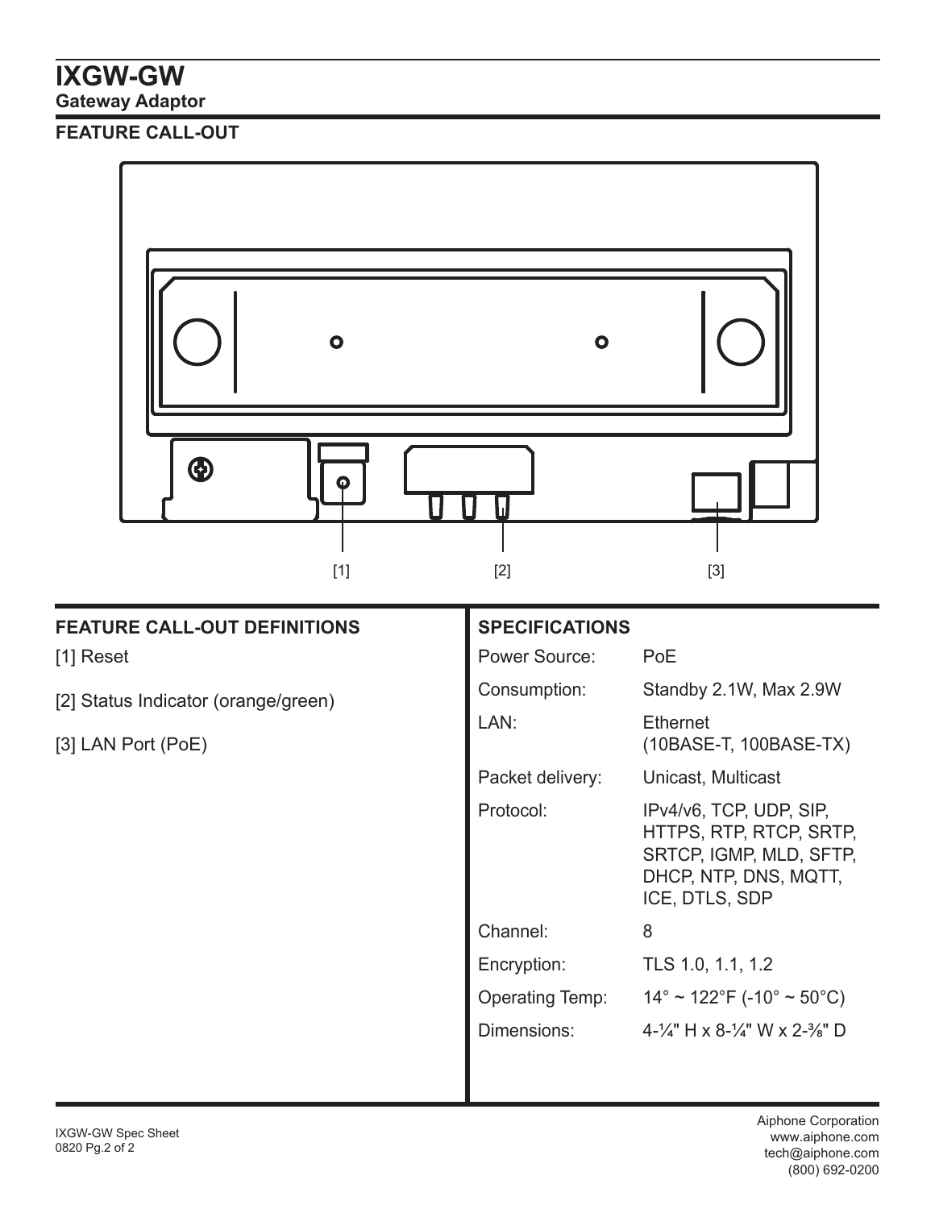# IXGW-GW

**Gateway Adaptor**

## FEATURE CALL-OUT

[1]

[2]

[3]

## FEATURE CALL-OUT DEFINITIONS

[1] Reset

[2] Status Indicator (orange/green)

[3] LAN Port (PoE)

## SPECIFICATIONS

| | |
|---|---|
| Power Source: | PoE |
| Consumption: | Standby 2.1W, Max 2.9W |
| LAN: | Ethernet (10BASE-T, 100BASE-TX) |
| Packet delivery: | Unicast, Multicast |
| Protocol: | IPv4/v6, TCP, UDP, SIP, HTTPS, RTP, RTCP, SRTP, SRTCP, IGMP, MLD, SFTP, DHCP, NTP, DNS, MQTT, ICE, DTLS, SDP |
| Channel: | 8 |
| Encryption: | TLS 1.0, 1.1, 1.2 |
| Operating Temp: | 14° ~ 122°F (-10° ~ 50°C) |
| Dimensions: | 4-¼" H x 8-¼" W x 2-⅜" D |

IXGW-GW Spec Sheet
0820 Pg.2 of 2

Aiphone Corporation
www.aiphone.com
tech@aiphone.com
(800) 692-0200